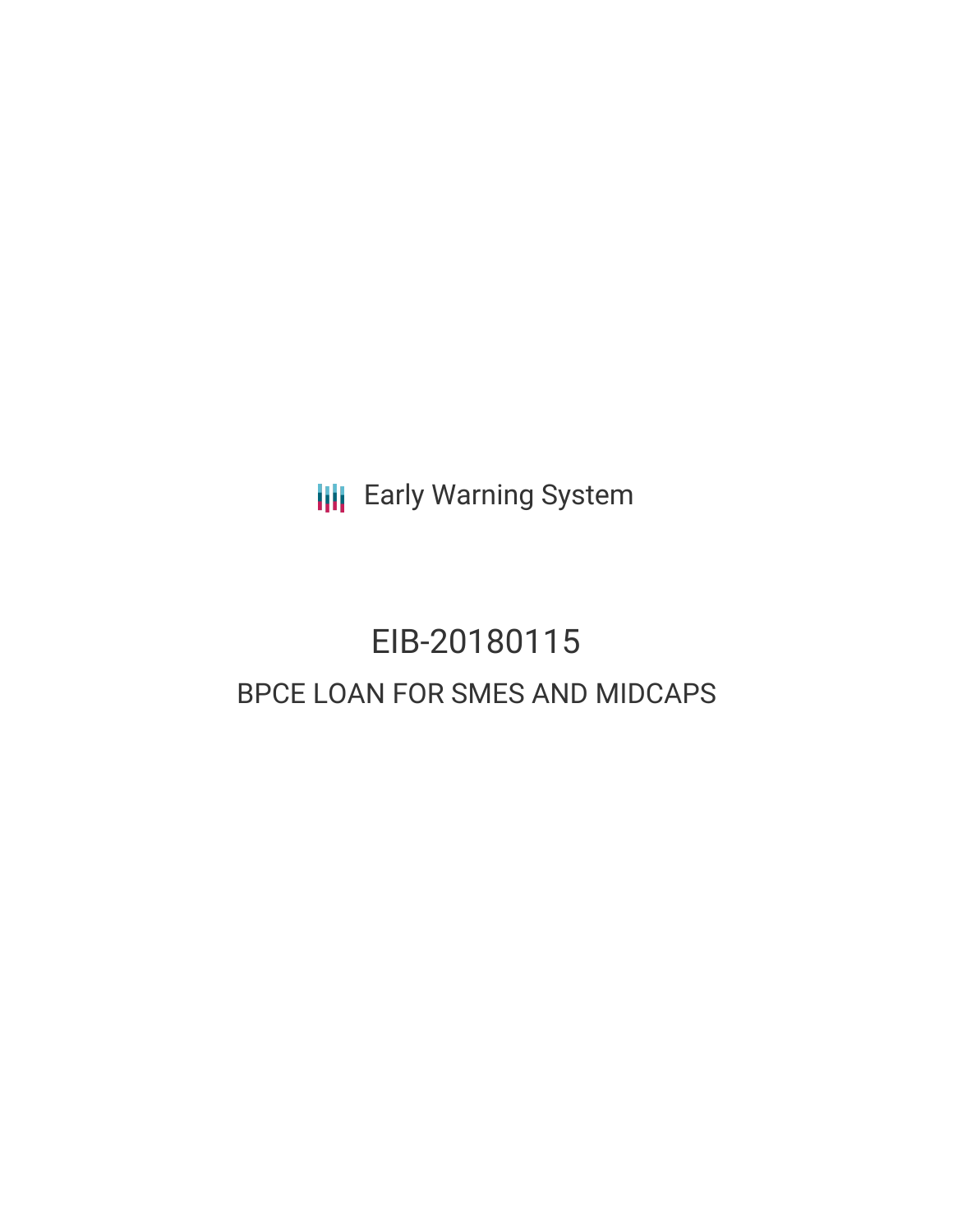Early Warning System

# EIB-20180115

## BPCE LOAN FOR SMES AND MIDCAPS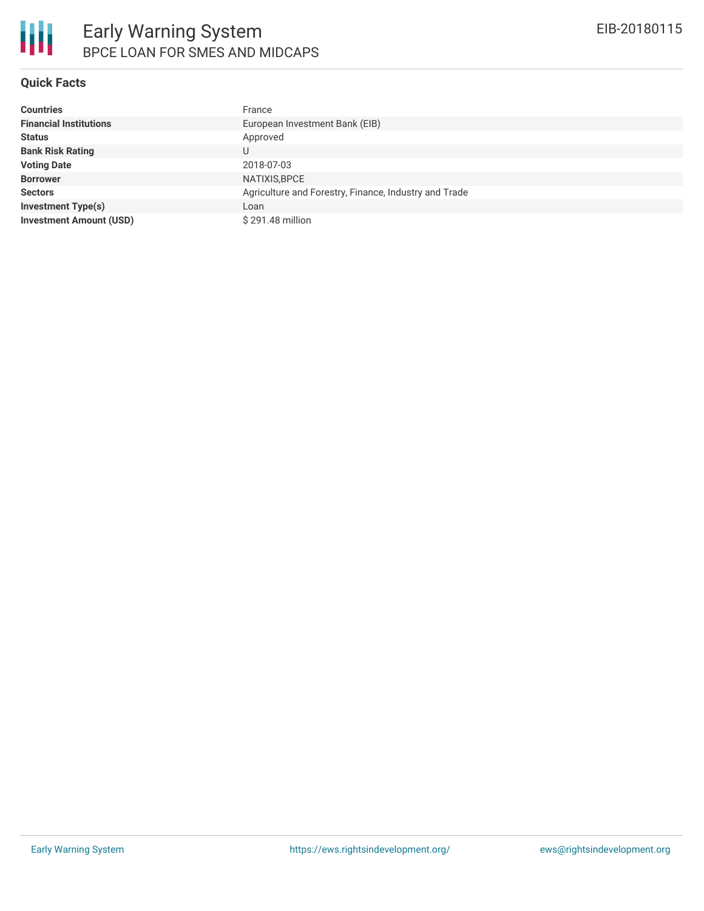# Early Warning System

## BPCE LOAN FOR SMES AND MIDCAPS

EIB-20180115

### Quick Facts

| | |
|---|---|
| **Countries** | France |
| **Financial Institutions** | European Investment Bank (EIB) |
| **Status** | Approved |
| **Bank Risk Rating** | U |
| **Voting Date** | 2018-07-03 |
| **Borrower** | NATIXIS,BPCE |
| **Sectors** | Agriculture and Forestry, Finance, Industry and Trade |
| **Investment Type(s)** | Loan |
| **Investment Amount (USD)** | $ 291.48 million |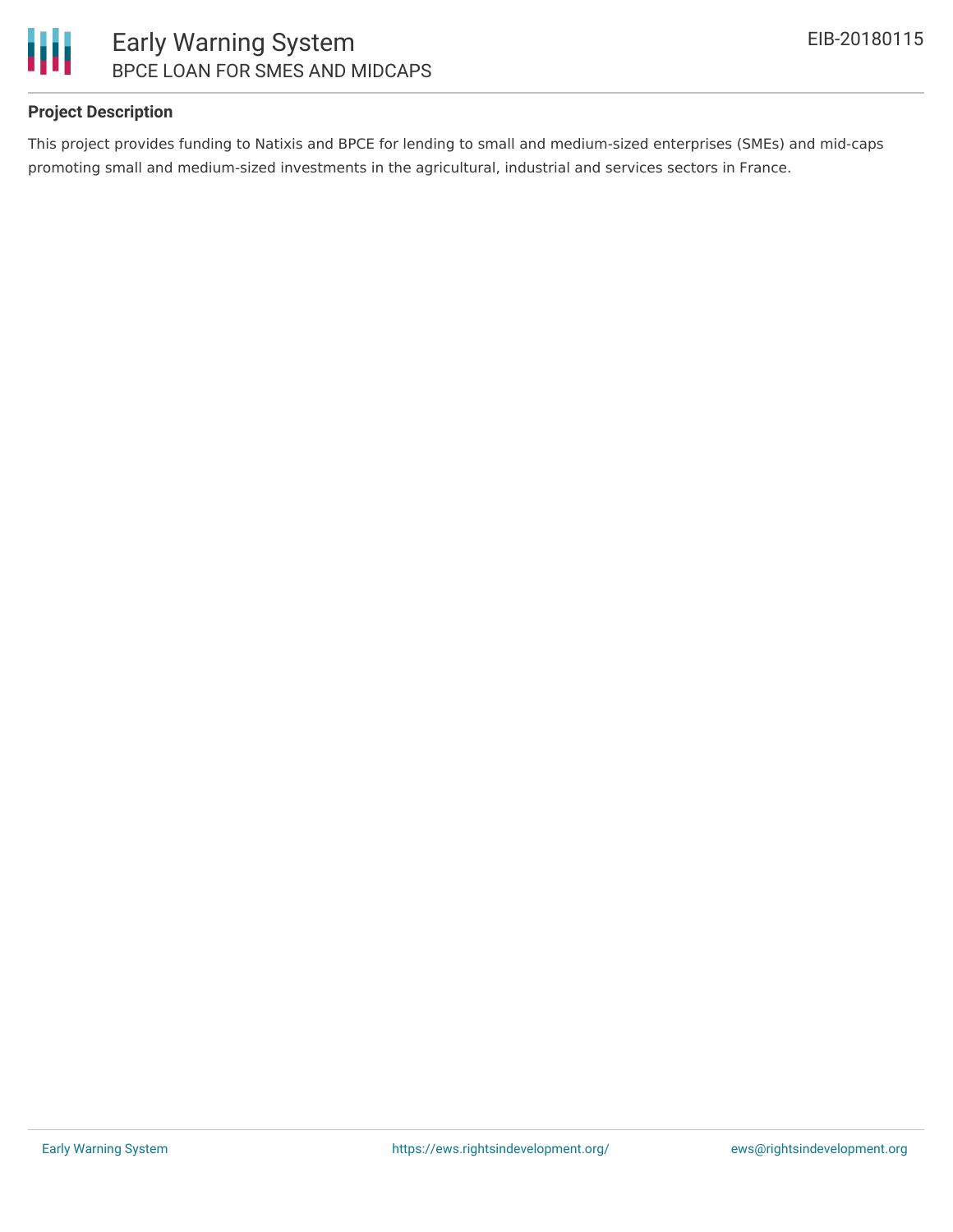## Project Description

This project provides funding to Natixis and BPCE for lending to small and medium-sized enterprises (SMEs) and mid-caps promoting small and medium-sized investments in the agricultural, industrial and services sectors in France.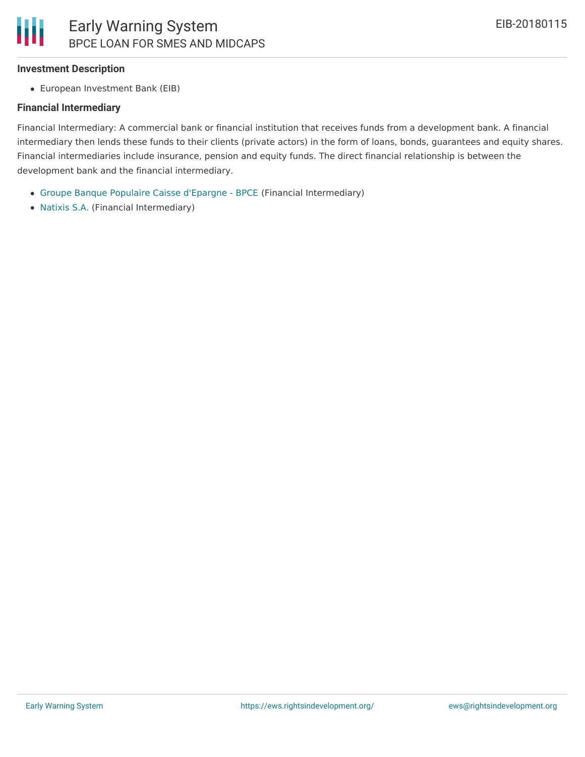### Investment Description

- European Investment Bank (EIB)

### Financial Intermediary

Financial Intermediary: A commercial bank or financial institution that receives funds from a development bank. A financial intermediary then lends these funds to their clients (private actors) in the form of loans, bonds, guarantees and equity shares. Financial intermediaries include insurance, pension and equity funds. The direct financial relationship is between the development bank and the financial intermediary.

- Groupe Banque Populaire Caisse d'Epargne - BPCE (Financial Intermediary)
- Natixis S.A. (Financial Intermediary)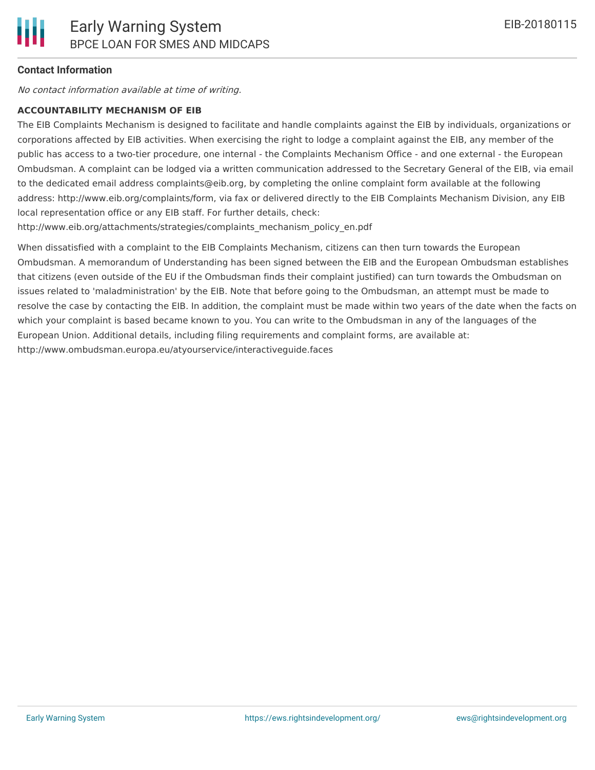**Contact Information**

*No contact information available at time of writing.*

**ACCOUNTABILITY MECHANISM OF EIB**

The EIB Complaints Mechanism is designed to facilitate and handle complaints against the EIB by individuals, organizations or corporations affected by EIB activities. When exercising the right to lodge a complaint against the EIB, any member of the public has access to a two-tier procedure, one internal - the Complaints Mechanism Office - and one external - the European Ombudsman. A complaint can be lodged via a written communication addressed to the Secretary General of the EIB, via email to the dedicated email address complaints@eib.org, by completing the online complaint form available at the following address: http://www.eib.org/complaints/form, via fax or delivered directly to the EIB Complaints Mechanism Division, any EIB local representation office or any EIB staff. For further details, check: http://www.eib.org/attachments/strategies/complaints_mechanism_policy_en.pdf

When dissatisfied with a complaint to the EIB Complaints Mechanism, citizens can then turn towards the European Ombudsman. A memorandum of Understanding has been signed between the EIB and the European Ombudsman establishes that citizens (even outside of the EU if the Ombudsman finds their complaint justified) can turn towards the Ombudsman on issues related to 'maladministration' by the EIB. Note that before going to the Ombudsman, an attempt must be made to resolve the case by contacting the EIB. In addition, the complaint must be made within two years of the date when the facts on which your complaint is based became known to you. You can write to the Ombudsman in any of the languages of the European Union. Additional details, including filing requirements and complaint forms, are available at: http://www.ombudsman.europa.eu/atyourservice/interactiveguide.faces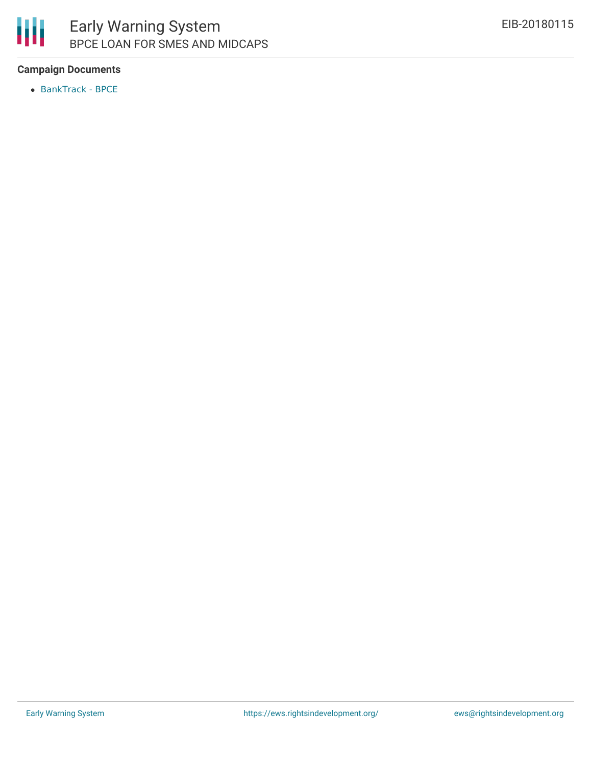**Campaign Documents**

- BankTrack - BPCE